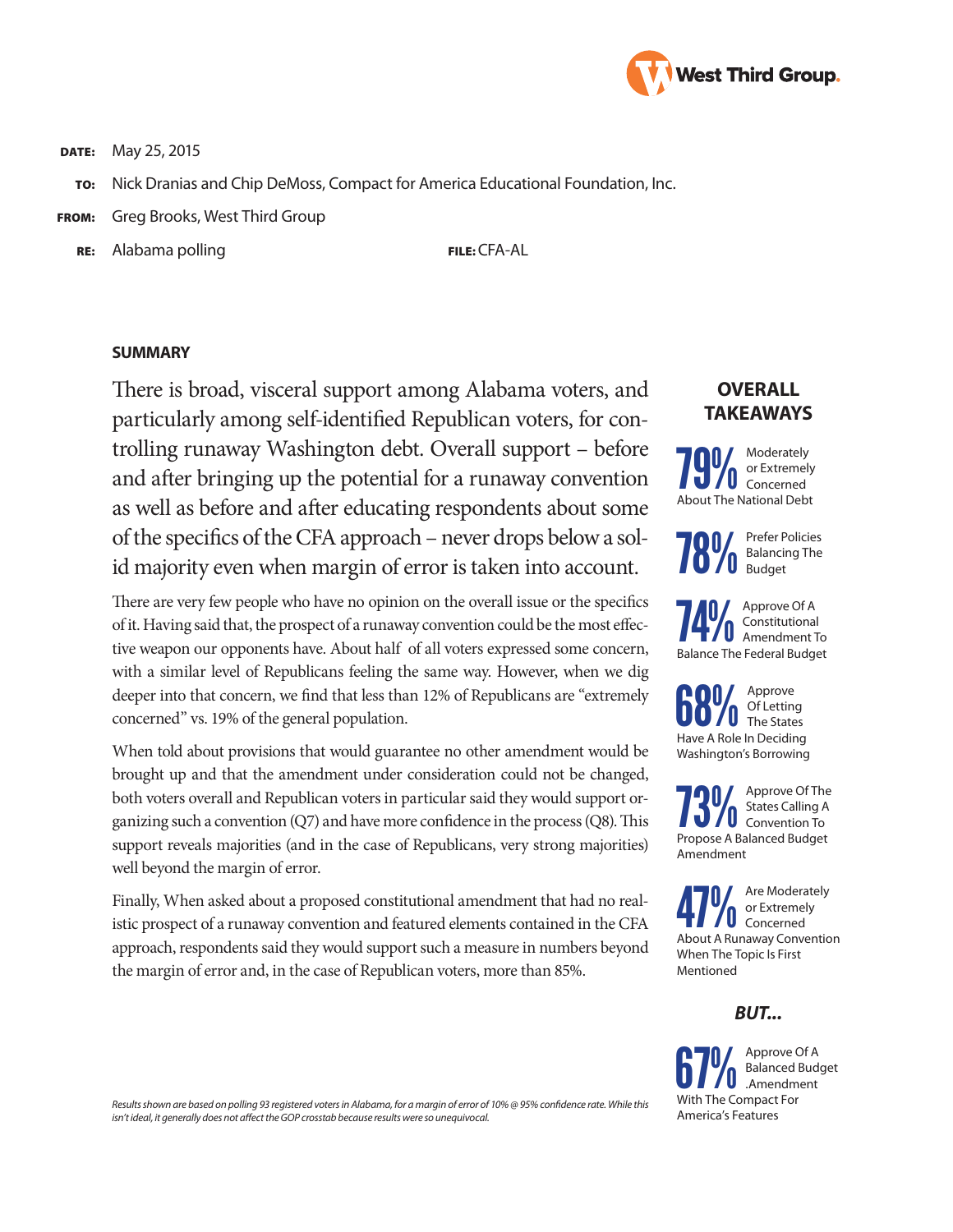West Third Group.

**DATE:** May 25, 2015

**TO:** Nick Dranias and Chip DeMoss, Compact for America Educational Foundation, Inc.

**FROM:** Greg Brooks, West Third Group

**RE:** Alabama polling **FILE:** CFA-AL

## SUMMARY

There is broad, visceral support among Alabama voters, and particularly among self-identified Republican voters, for controlling runaway Washington debt. Overall support – before and after bringing up the potential for a runaway convention as well as before and after educating respondents about some of the specifics of the CFA approach – never drops below a solid majority even when margin of error is taken into account.

There are very few people who have no opinion on the overall issue or the specifics of it. Having said that, the prospect of a runaway convention could be the most effective weapon our opponents have. About half of all voters expressed some concern, with a similar level of Republicans feeling the same way. However, when we dig deeper into that concern, we find that less than 12% of Republicans are "extremely concerned" vs. 19% of the general population.

When told about provisions that would guarantee no other amendment would be brought up and that the amendment under consideration could not be changed, both voters overall and Republican voters in particular said they would support organizing such a convention (Q7) and have more confidence in the process (Q8). This support reveals majorities (and in the case of Republicans, very strong majorities) well beyond the margin of error.

Finally, When asked about a proposed constitutional amendment that had no realistic prospect of a runaway convention and featured elements contained in the CFA approach, respondents said they would support such a measure in numbers beyond the margin of error and, in the case of Republican voters, more than 85%.

*Results shown are based on polling 93 registered voters in Alabama, for a margin of error of 10% @ 95% confidence rate. While this isn't ideal, it generally does not affect the GOP crosstab because results were so unequivocal.*

## OVERALL TAKEAWAYS

**79%** Moderately or Extremely Concerned About The National Debt

**78%** Prefer Policies Balancing The Budget

**74%** Approve Of A Constitutional Amendment To Balance The Federal Budget

**68%** Approve Of Letting The States Have A Role In Deciding Washington's Borrowing

**73%** Approve Of The States Calling A Convention To Propose A Balanced Budget Amendment

**47%** Are Moderately or Extremely Concerned About A Runaway Convention When The Topic Is First Mentioned

***BUT...***

**67%** Approve Of A Balanced Budget .Amendment With The Compact For America's Features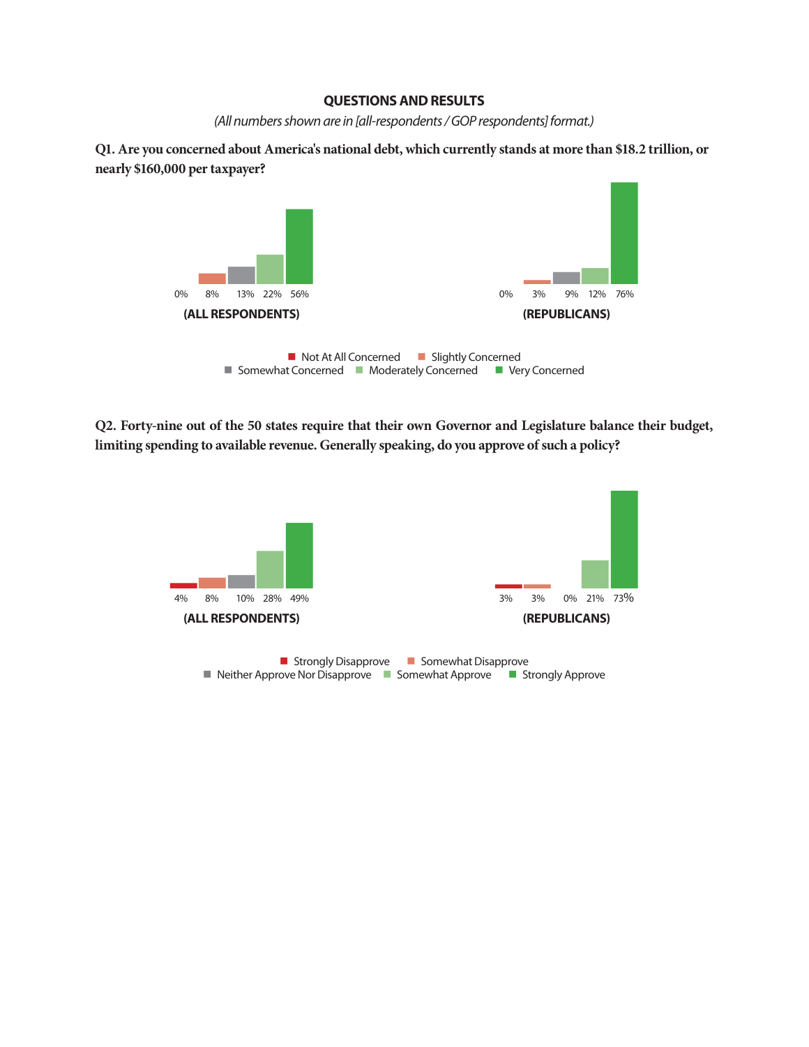## QUESTIONS AND RESULTS

*(All numbers shown are in [all-respondents / GOP respondents] format.)*

**Q1. Are you concerned about America's national debt, which currently stands at more than $18.2 trillion, or nearly $160,000 per taxpayer?**

0% 8% 13% 22% 56%

**(ALL RESPONDENTS)**

0% 3% 9% 12% 76%

**(REPUBLICANS)**

Not At All Concerned
Slightly Concerned
Somewhat Concerned
Moderately Concerned
Very Concerned

**Q2. Forty-nine out of the 50 states require that their own Governor and Legislature balance their budget, limiting spending to available revenue. Generally speaking, do you approve of such a policy?**

4% 8% 10% 28% 49%

**(ALL RESPONDENTS)**

3% 3% 0% 21% 73%

**(REPUBLICANS)**

Strongly Disapprove
Somewhat Disapprove
Neither Approve Nor Disapprove
Somewhat Approve
Strongly Approve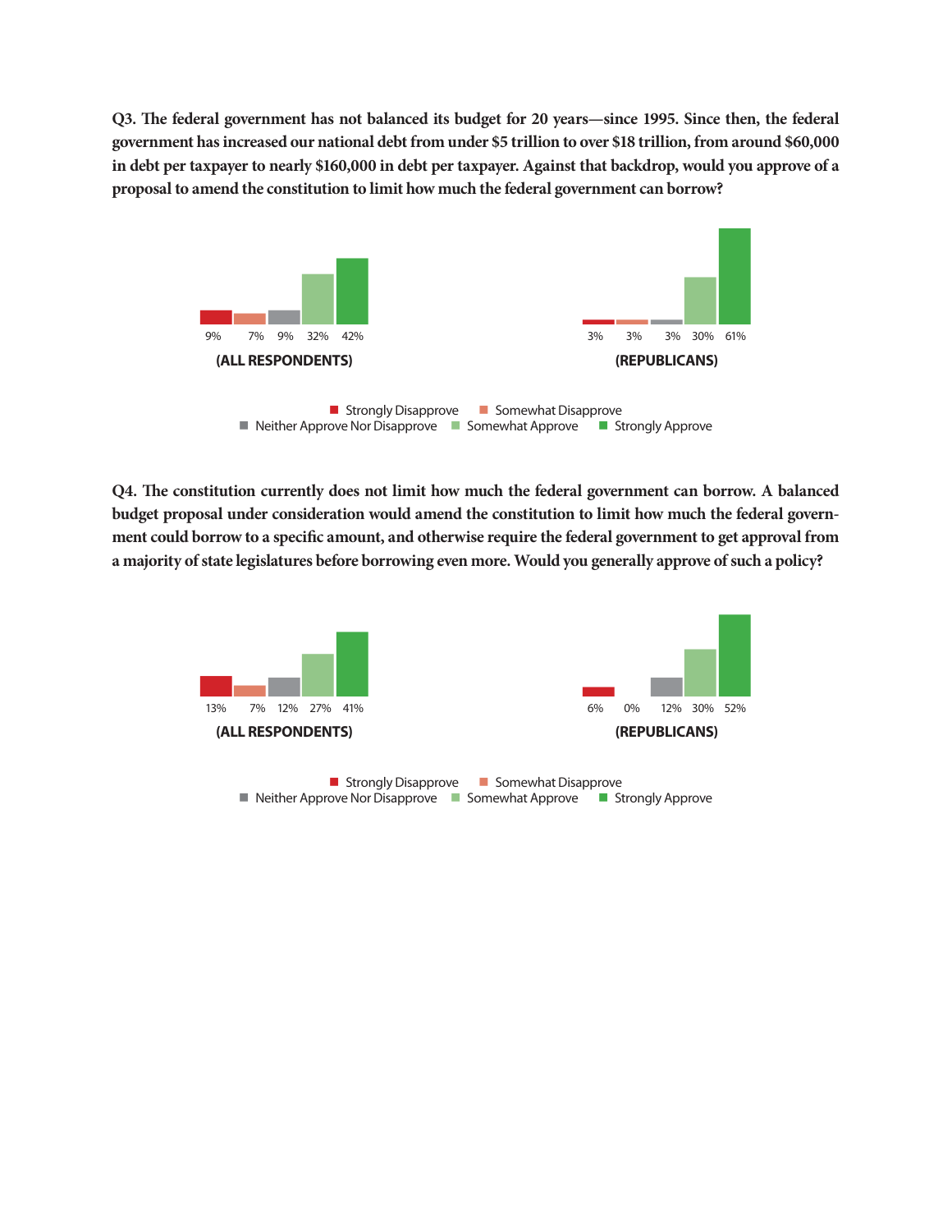**Q3. The federal government has not balanced its budget for 20 years—since 1995. Since then, the federal government has increased our national debt from under $5 trillion to over $18 trillion, from around $60,000 in debt per taxpayer to nearly $160,000 in debt per taxpayer. Against that backdrop, would you approve of a proposal to amend the constitution to limit how much the federal government can borrow?**

9% 7% 9% 32% 42%

(ALL RESPONDENTS)

3% 3% 3% 30% 61%

(REPUBLICANS)

Strongly Disapprove | Somewhat Disapprove | Neither Approve Nor Disapprove | Somewhat Approve | Strongly Approve

**Q4. The constitution currently does not limit how much the federal government can borrow. A balanced budget proposal under consideration would amend the constitution to limit how much the federal government could borrow to a specific amount, and otherwise require the federal government to get approval from a majority of state legislatures before borrowing even more. Would you generally approve of such a policy?**

13% 7% 12% 27% 41%

(ALL RESPONDENTS)

6% 0% 12% 30% 52%

(REPUBLICANS)

Strongly Disapprove | Somewhat Disapprove | Neither Approve Nor Disapprove | Somewhat Approve | Strongly Approve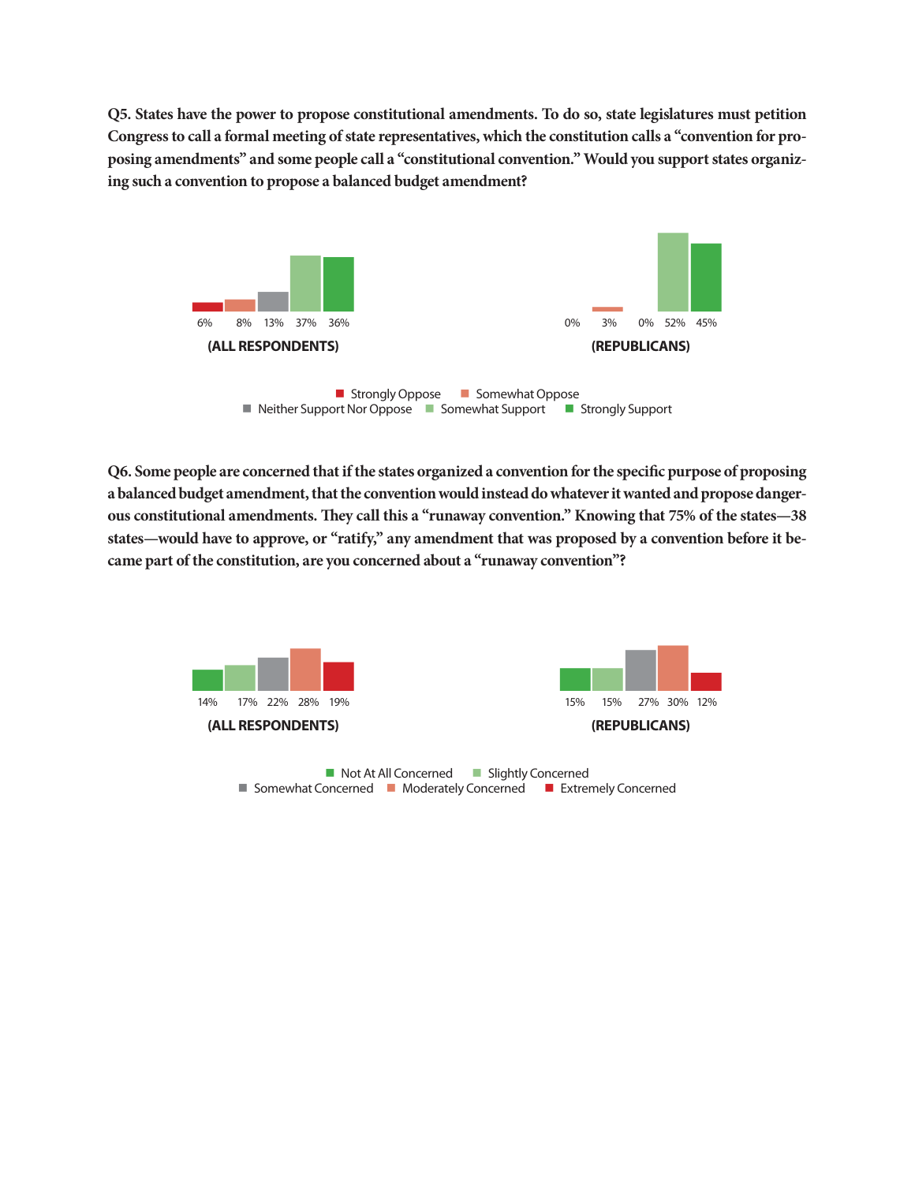**Q5. States have the power to propose constitutional amendments. To do so, state legislatures must petition Congress to call a formal meeting of state representatives, which the constitution calls a "convention for proposing amendments" and some people call a "constitutional convention." Would you support states organizing such a convention to propose a balanced budget amendment?**

6% 8% 13% 37% 36%

**(ALL RESPONDENTS)**

0% 3% 0% 52% 45%

**(REPUBLICANS)**

Strongly Oppose · Somewhat Oppose · Neither Support Nor Oppose · Somewhat Support · Strongly Support

**Q6. Some people are concerned that if the states organized a convention for the specific purpose of proposing a balanced budget amendment, that the convention would instead do whatever it wanted and propose dangerous constitutional amendments. They call this a "runaway convention." Knowing that 75% of the states—38 states—would have to approve, or "ratify," any amendment that was proposed by a convention before it became part of the constitution, are you concerned about a "runaway convention"?**

14% 17% 22% 28% 19%

**(ALL RESPONDENTS)**

15% 15% 27% 30% 12%

**(REPUBLICANS)**

Not At All Concerned · Slightly Concerned · Somewhat Concerned · Moderately Concerned · Extremely Concerned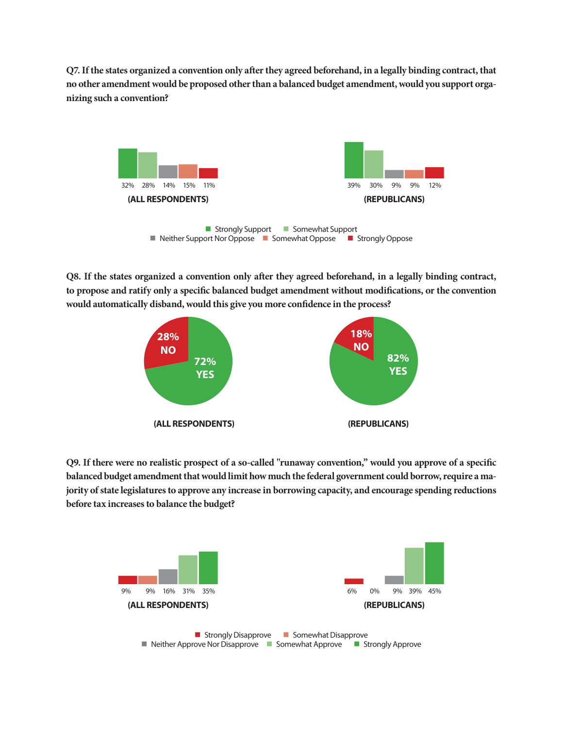**Q7. If the states organized a convention only after they agreed beforehand, in a legally binding contract, that no other amendment would be proposed other than a balanced budget amendment, would you support organizing such a convention?**

32% 28% 14% 15% 11%

**(ALL RESPONDENTS)**

39% 30% 9% 9% 12%

**(REPUBLICANS)**

Strongly Support  Somewhat Support
Neither Support Nor Oppose  Somewhat Oppose  Strongly Oppose

**Q8. If the states organized a convention only after they agreed beforehand, in a legally binding contract, to propose and ratify only a specific balanced budget amendment without modifications, or the convention would automatically disband, would this give you more confidence in the process?**

28% NO
72% YES

**(ALL RESPONDENTS)**

18% NO
82% YES

**(REPUBLICANS)**

**Q9. If there were no realistic prospect of a so-called "runaway convention," would you approve of a specific balanced budget amendment that would limit how much the federal government could borrow, require a majority of state legislatures to approve any increase in borrowing capacity, and encourage spending reductions before tax increases to balance the budget?**

9% 9% 16% 31% 35%

**(ALL RESPONDENTS)**

6% 0% 9% 39% 45%

**(REPUBLICANS)**

Strongly Disapprove  Somewhat Disapprove
Neither Approve Nor Disapprove  Somewhat Approve  Strongly Approve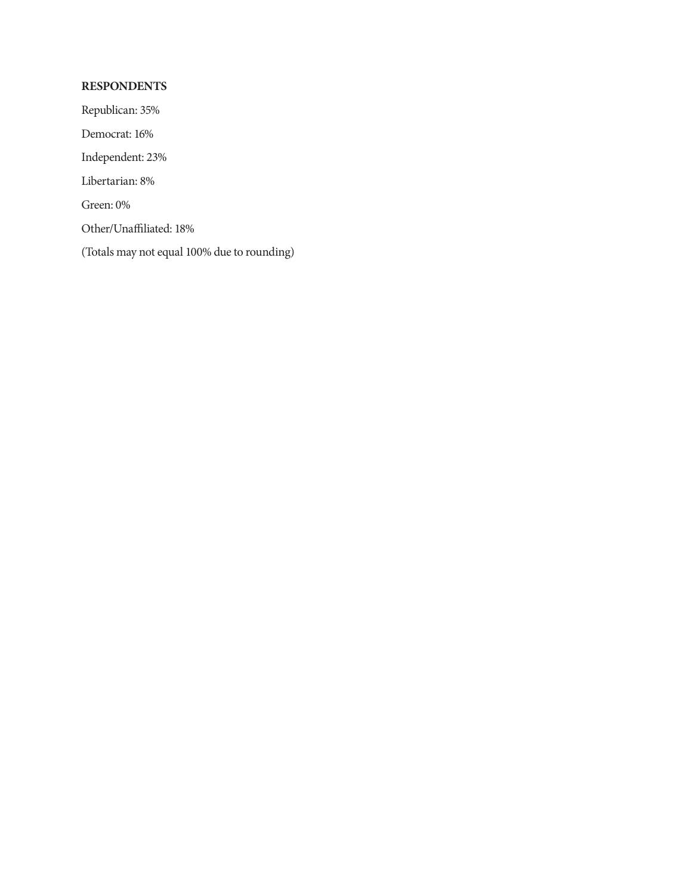**RESPONDENTS**

Republican: 35%

Democrat: 16%

Independent: 23%

Libertarian: 8%

Green: 0%

Other/Unaffiliated: 18%

(Totals may not equal 100% due to rounding)